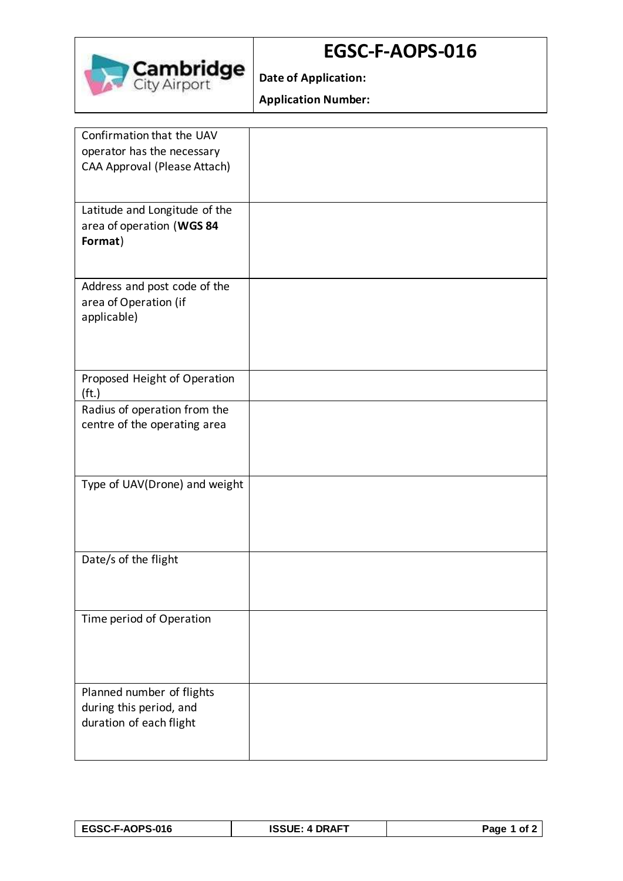Cambridge City Airport

# EGSC-F-AOPS-016

**Date of Application:**

**Application Number:**

| | |
|---|---|
| Confirmation that the UAV operator has the necessary CAA Approval (Please Attach) | |
| Latitude and Longitude of the area of operation (**WGS 84 Format**) | |
| Address and post code of the area of Operation (if applicable) | |
| Proposed Height of Operation (ft.) | |
| Radius of operation from the centre of the operating area | |
| Type of UAV(Drone) and weight | |
| Date/s of the flight | |
| Time period of Operation | |
| Planned number of flights during this period, and duration of each flight | |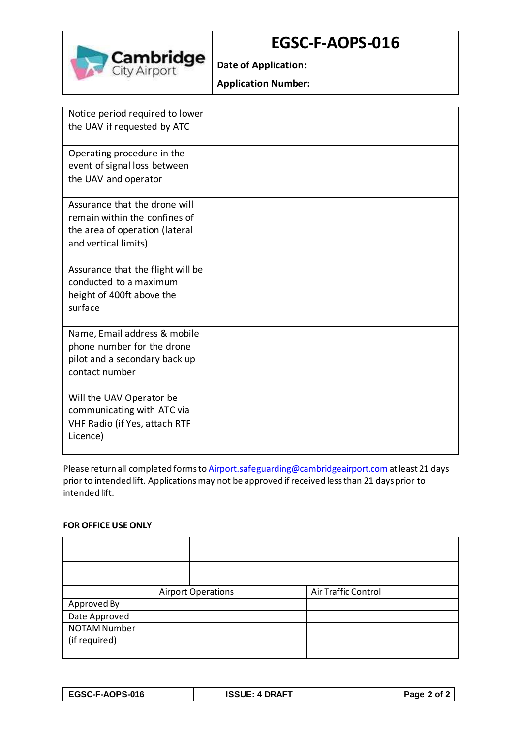| | |
|---|---|
| Cambridge City Airport | **EGSC-F-AOPS-016** |
| | **Date of Application:** |
| | **Application Number:** |

| | |
|---|---|
| Notice period required to lower the UAV if requested by ATC | |
| Operating procedure in the event of signal loss between the UAV and operator | |
| Assurance that the drone will remain within the confines of the area of operation (lateral and vertical limits) | |
| Assurance that the flight will be conducted to a maximum height of 400ft above the surface | |
| Name, Email address & mobile phone number for the drone pilot and a secondary back up contact number | |
| Will the UAV Operator be communicating with ATC via VHF Radio (if Yes, attach RTF Licence) | |

Please return all completed forms to Airport.safeguarding@cambridgeairport.com at least 21 days prior to intended lift. Applications may not be approved if received less than 21 days prior to intended lift.

**FOR OFFICE USE ONLY**

| | |
|---|---|
| | |
| | |
| | |
| | |

| | Airport Operations | Air Traffic Control |
|---|---|---|
| Approved By | | |
| Date Approved | | |
| NOTAM Number (if required) | | |
| | | |